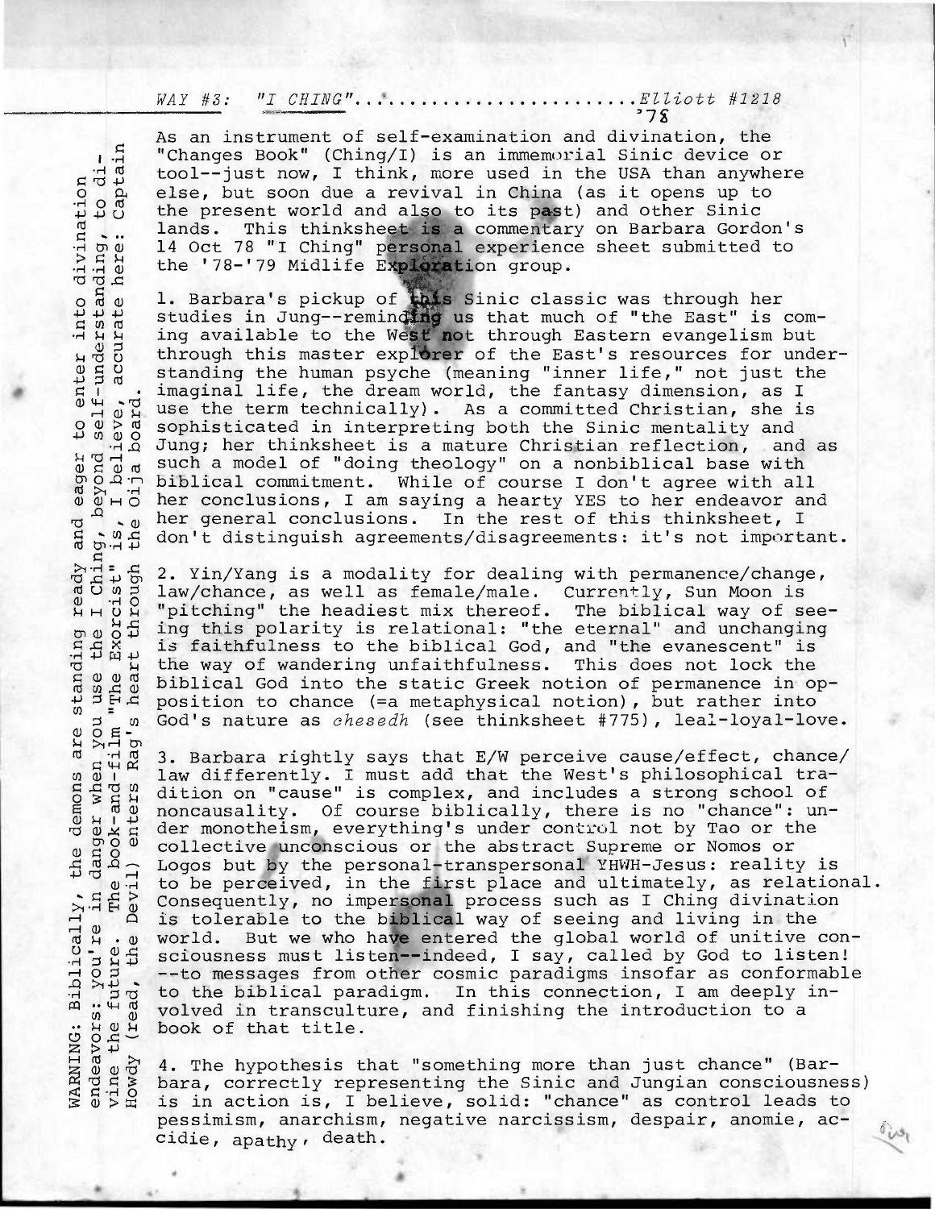*WAY #8: "I CHING"*.......................*Elliott #1218*

'78

WARNING: Biblically, the demons are standing ready and eager to enter into divination endeavors: you're in danger when you use the I Ching, beyond self-understanding, to divine the future. The book-and-film "The Exorcist" is, I believe, accurate here: Captain Howdy (read, the Devil) enters Rag's heart through the Oija board.

As an instrument of self-examination and divination, the "Changes Book" (Ching/I) is an immemorial Sinic device or tool--just now, I think, more used in the USA than anywhere else, but soon due a revival in China (as it opens up to the present world and also to its past) and other Sinic lands. This thinksheet is a commentary on Barbara Gordon's 14 Oct 78 "I Ching" personal experience sheet submitted to the '78-'79 Midlife Exploration group.

1. Barbara's pickup of this Sinic classic was through her studies in Jung--reminding us that much of "the East" is coming available to the West not through Eastern evangelism but through this master explorer of the East's resources for understanding the human psyche (meaning "inner life," not just the imaginal life, the dream world, the fantasy dimension, as I use the term technically). As a committed Christian, she is sophisticated in interpreting both the Sinic mentality and Jung; her thinksheet is a mature Christian reflection, and as such a model of "doing theology" on a nonbiblical base with biblical commitment. While of course I don't agree with all her conclusions, I am saying a hearty YES to her endeavor and her general conclusions. In the rest of this thinksheet, I don't distinguish agreements/disagreements: it's not important.

2. Yin/Yang is a modality for dealing with permanence/change, law/chance, as well as female/male. Currently, Sun Moon is "pitching" the headiest mix thereof. The biblical way of seeing this polarity is relational: "the eternal" and unchanging is faithfulness to the biblical God, and "the evanescent" is the way of wandering unfaithfulness. This does not lock the biblical God into the static Greek notion of permanence in opposition to chance (=a metaphysical notion), but rather into God's nature as *chesedh* (see thinksheet #775), leal-loyal-love.

3. Barbara rightly says that E/W perceive cause/effect, chance/law differently. I must add that the West's philosophical tradition on "cause" is complex, and includes a strong school of noncausality. Of course biblically, there is no "chance": under monotheism, everything's under control not by Tao or the collective unconscious or the abstract Supreme or Nomos or Logos but by the personal-transpersonal YHWH-Jesus: reality is to be perceived, in the first place and ultimately, as relational. Consequently, no impersonal process such as I Ching divination is tolerable to the biblical way of seeing and living in the world. But we who have entered the global world of unitive consciousness must listen--indeed, I say, called by God to listen! --to messages from other cosmic paradigms insofar as conformable to the biblical paradigm. In this connection, I am deeply involved in transculture, and finishing the introduction to a book of that title.

4. The hypothesis that "something more than just chance" (Barbara, correctly representing the Sinic and Jungian consciousness) is in action is, I believe, solid: "chance" as control leads to pessimism, anarchism, negative narcissism, despair, anomie, accidie, apathy, death.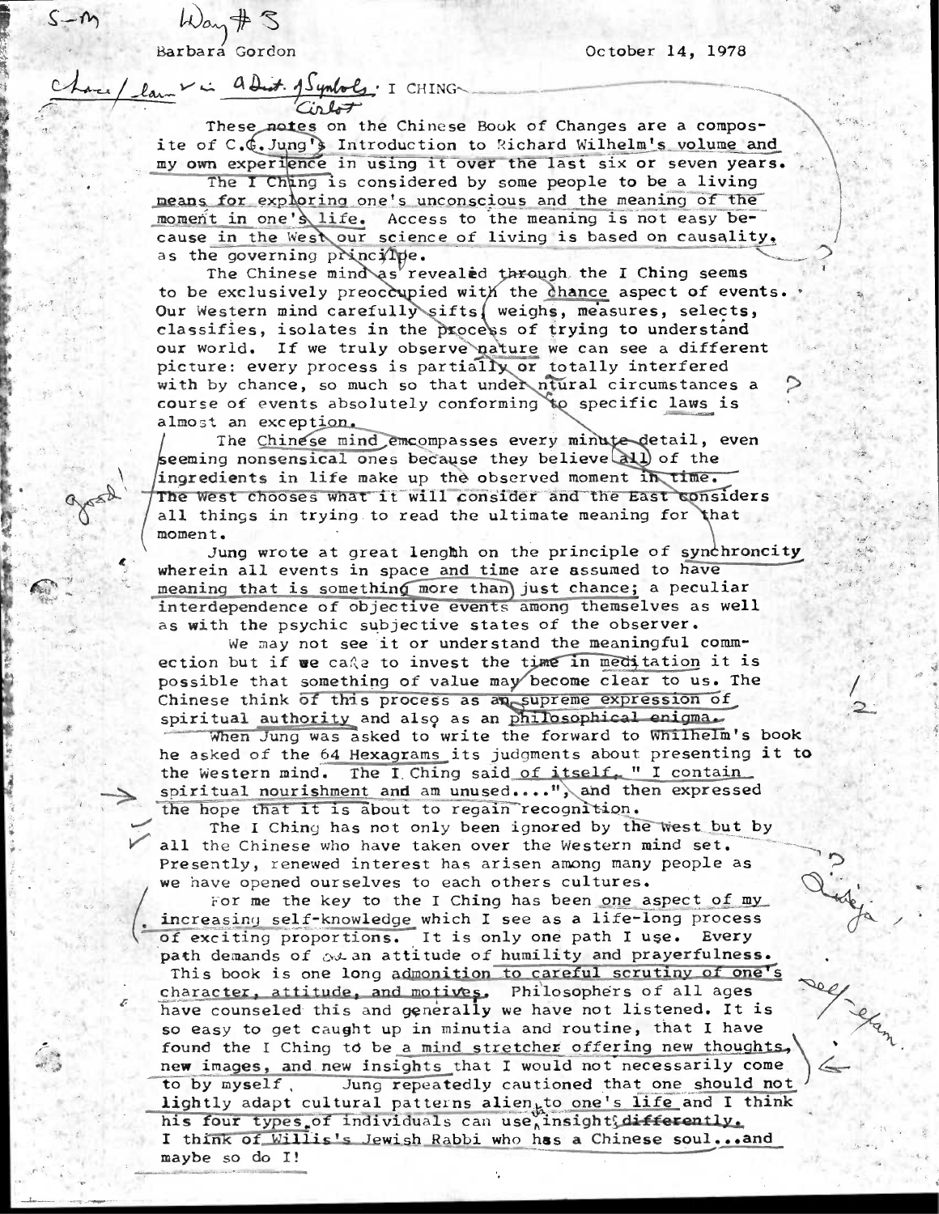S-M Way # 3

Barbara Gordon October 14, 1978

Chance / law — a Dict. of Symbols: I CHING
Cirlot

These notes on the Chinese Book of Changes are a composite of C.G. Jung's Introduction to Richard Wilhelm's volume and my own experience in using it over the last six or seven years.

The I Ching is considered by some people to be a living means for exploring one's unconscious and the meaning of the moment in one's life. Access to the meaning is not easy because in the West our science of living is based on causality, as the governing principle.

The Chinese mind as revealed through the I Ching seems to be exclusively preoccupied with the chance aspect of events. Our Western mind carefully sifts, weighs, measures, selects, classifies, isolates in the process of trying to understand our world. If we truly observe nature we can see a different picture: every process is partially or totally interfered with by chance, so much so that under natural circumstances a course of events absolutely conforming to specific laws is almost an exception.

The Chinese mind encompasses every minute detail, even seeming nonsensical ones because they believe all of the ingredients in life make up the observed moment in time. The West chooses what it will consider and the East considers all things in trying to read the ultimate meaning for that moment.

Jung wrote at great length on the principle of synchroncity wherein all events in space and time are assumed to have meaning that is something more than just chance; a peculiar interdependence of objective events among themselves as well as with the psychic subjective states of the observer.

We may not see it or understand the meaningful connection but if we care to invest the time in meditation it is possible that something of value may become clear to us. The Chinese think of this process as a supreme expression of spiritual authority and also as an philosophical enigma.

When Jung was asked to write the forward to Whilhelm's book he asked of the 64 Hexagrams its judgments about presenting it to the Western mind. The I Ching said of itself, " I contain spiritual nourishment and am unused....", and then expressed the hope that it is about to regain recognition.

The I Ching has not only been ignored by the West but by all the Chinese who have taken over the Western mind set. Presently, renewed interest has arisen among many people as we have opened ourselves to each others cultures.

For me the key to the I Ching has been one aspect of my increasing self-knowledge which I see as a life-long process of exciting proportions. It is only one path I use. Every path demands of us an attitude of humility and prayerfulness. This book is one long admonition to careful scrutiny of one's character, attitude, and motives. Philosophers of all ages have counseled this and generally we have not listened. It is so easy to get caught up in minutia and routine, that I have found the I Ching to be a mind stretcher offering new thoughts, new images, and new insights that I would not necessarily come to by myself. Jung repeatedly cautioned that one should not lightly adapt cultural patterns alien to one's life and I think his four types of individuals can use its insights differently. I think of Willis's Jewish Rabbi who has a Chinese soul...and maybe so do I!

Good!

Arieja

self-exam.